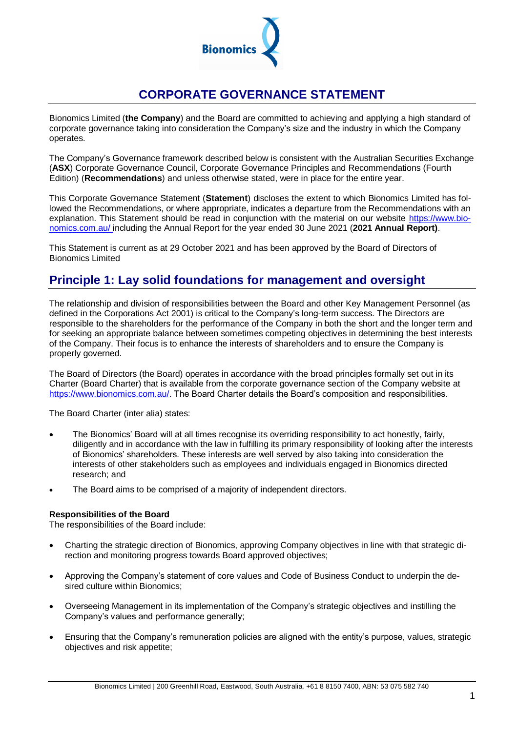# CORPORATE GOVERNANCE STATEMENT

Bionomics Limited (**the Company**) and the Board are committed to achieving and applying a high standard of corporate governance taking into consideration the Company's size and the industry in which the Company operates.

The Company's Governance framework described below is consistent with the Australian Securities Exchange (**ASX**) Corporate Governance Council, Corporate Governance Principles and Recommendations (Fourth Edition) (**Recommendations**) and unless otherwise stated, were in place for the entire year.

This Corporate Governance Statement (**Statement**) discloses the extent to which Bionomics Limited has followed the Recommendations, or where appropriate, indicates a departure from the Recommendations with an explanation. This Statement should be read in conjunction with the material on our website https://www.bionomics.com.au/ including the Annual Report for the year ended 30 June 2021 (**2021 Annual Report)**.

This Statement is current as at 29 October 2021 and has been approved by the Board of Directors of Bionomics Limited

## Principle 1: Lay solid foundations for management and oversight

The relationship and division of responsibilities between the Board and other Key Management Personnel (as defined in the Corporations Act 2001) is critical to the Company's long-term success. The Directors are responsible to the shareholders for the performance of the Company in both the short and the longer term and for seeking an appropriate balance between sometimes competing objectives in determining the best interests of the Company. Their focus is to enhance the interests of shareholders and to ensure the Company is properly governed.

The Board of Directors (the Board) operates in accordance with the broad principles formally set out in its Charter (Board Charter) that is available from the corporate governance section of the Company website at https://www.bionomics.com.au/. The Board Charter details the Board's composition and responsibilities.

The Board Charter (inter alia) states:

- The Bionomics' Board will at all times recognise its overriding responsibility to act honestly, fairly, diligently and in accordance with the law in fulfilling its primary responsibility of looking after the interests of Bionomics' shareholders. These interests are well served by also taking into consideration the interests of other stakeholders such as employees and individuals engaged in Bionomics directed research; and
- The Board aims to be comprised of a majority of independent directors.

**Responsibilities of the Board**

The responsibilities of the Board include:

- Charting the strategic direction of Bionomics, approving Company objectives in line with that strategic direction and monitoring progress towards Board approved objectives;
- Approving the Company's statement of core values and Code of Business Conduct to underpin the desired culture within Bionomics;
- Overseeing Management in its implementation of the Company's strategic objectives and instilling the Company's values and performance generally;
- Ensuring that the Company's remuneration policies are aligned with the entity's purpose, values, strategic objectives and risk appetite;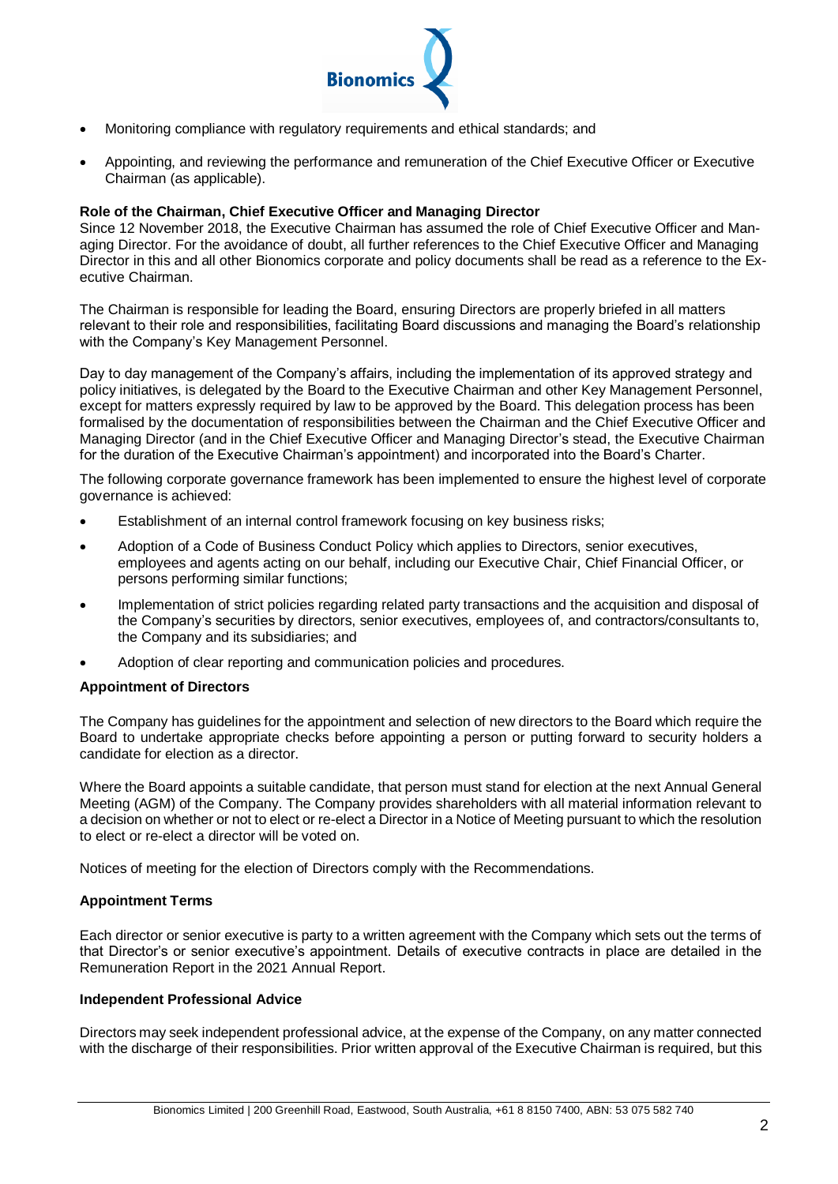- Monitoring compliance with regulatory requirements and ethical standards; and
- Appointing, and reviewing the performance and remuneration of the Chief Executive Officer or Executive Chairman (as applicable).

**Role of the Chairman, Chief Executive Officer and Managing Director**

Since 12 November 2018, the Executive Chairman has assumed the role of Chief Executive Officer and Managing Director. For the avoidance of doubt, all further references to the Chief Executive Officer and Managing Director in this and all other Bionomics corporate and policy documents shall be read as a reference to the Executive Chairman.

The Chairman is responsible for leading the Board, ensuring Directors are properly briefed in all matters relevant to their role and responsibilities, facilitating Board discussions and managing the Board's relationship with the Company's Key Management Personnel.

Day to day management of the Company's affairs, including the implementation of its approved strategy and policy initiatives, is delegated by the Board to the Executive Chairman and other Key Management Personnel, except for matters expressly required by law to be approved by the Board. This delegation process has been formalised by the documentation of responsibilities between the Chairman and the Chief Executive Officer and Managing Director (and in the Chief Executive Officer and Managing Director's stead, the Executive Chairman for the duration of the Executive Chairman's appointment) and incorporated into the Board's Charter.

The following corporate governance framework has been implemented to ensure the highest level of corporate governance is achieved:

- Establishment of an internal control framework focusing on key business risks;
- Adoption of a Code of Business Conduct Policy which applies to Directors, senior executives, employees and agents acting on our behalf, including our Executive Chair, Chief Financial Officer, or persons performing similar functions;
- Implementation of strict policies regarding related party transactions and the acquisition and disposal of the Company's securities by directors, senior executives, employees of, and contractors/consultants to, the Company and its subsidiaries; and
- Adoption of clear reporting and communication policies and procedures.

**Appointment of Directors**

The Company has guidelines for the appointment and selection of new directors to the Board which require the Board to undertake appropriate checks before appointing a person or putting forward to security holders a candidate for election as a director.

Where the Board appoints a suitable candidate, that person must stand for election at the next Annual General Meeting (AGM) of the Company. The Company provides shareholders with all material information relevant to a decision on whether or not to elect or re-elect a Director in a Notice of Meeting pursuant to which the resolution to elect or re-elect a director will be voted on.

Notices of meeting for the election of Directors comply with the Recommendations.

**Appointment Terms**

Each director or senior executive is party to a written agreement with the Company which sets out the terms of that Director's or senior executive's appointment. Details of executive contracts in place are detailed in the Remuneration Report in the 2021 Annual Report.

**Independent Professional Advice**

Directors may seek independent professional advice, at the expense of the Company, on any matter connected with the discharge of their responsibilities. Prior written approval of the Executive Chairman is required, but this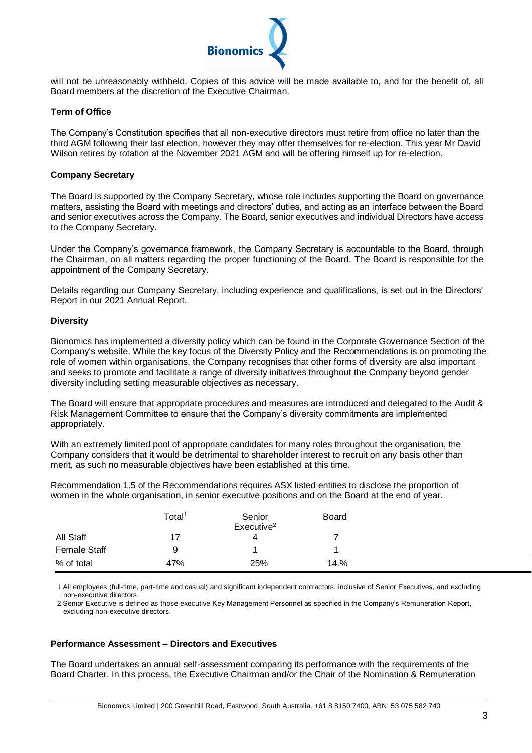will not be unreasonably withheld. Copies of this advice will be made available to, and for the benefit of, all Board members at the discretion of the Executive Chairman.

**Term of Office**

The Company's Constitution specifies that all non-executive directors must retire from office no later than the third AGM following their last election, however they may offer themselves for re-election. This year Mr David Wilson retires by rotation at the November 2021 AGM and will be offering himself up for re-election.

**Company Secretary**

The Board is supported by the Company Secretary, whose role includes supporting the Board on governance matters, assisting the Board with meetings and directors' duties, and acting as an interface between the Board and senior executives across the Company. The Board, senior executives and individual Directors have access to the Company Secretary.

Under the Company's governance framework, the Company Secretary is accountable to the Board, through the Chairman, on all matters regarding the proper functioning of the Board. The Board is responsible for the appointment of the Company Secretary.

Details regarding our Company Secretary, including experience and qualifications, is set out in the Directors' Report in our 2021 Annual Report.

**Diversity**

Bionomics has implemented a diversity policy which can be found in the Corporate Governance Section of the Company's website. While the key focus of the Diversity Policy and the Recommendations is on promoting the role of women within organisations, the Company recognises that other forms of diversity are also important and seeks to promote and facilitate a range of diversity initiatives throughout the Company beyond gender diversity including setting measurable objectives as necessary.

The Board will ensure that appropriate procedures and measures are introduced and delegated to the Audit & Risk Management Committee to ensure that the Company's diversity commitments are implemented appropriately.

With an extremely limited pool of appropriate candidates for many roles throughout the organisation, the Company considers that it would be detrimental to shareholder interest to recruit on any basis other than merit, as such no measurable objectives have been established at this time.

Recommendation 1.5 of the Recommendations requires ASX listed entities to disclose the proportion of women in the whole organisation, in senior executive positions and on the Board at the end of year.

| | Total[1] | Senior Executive[2] | Board |
|---|---|---|---|
| All Staff | 17 | 4 | 7 |
| Female Staff | 9 | 1 | 1 |
| % of total | 47% | 25% | 14.% |

1 All employees (full-time, part-time and casual) and significant independent contractors, inclusive of Senior Executives, and excluding non-executive directors.

2 Senior Executive is defined as those executive Key Management Personnel as specified in the Company's Remuneration Report, excluding non-executive directors.

**Performance Assessment – Directors and Executives**

The Board undertakes an annual self-assessment comparing its performance with the requirements of the Board Charter. In this process, the Executive Chairman and/or the Chair of the Nomination & Remuneration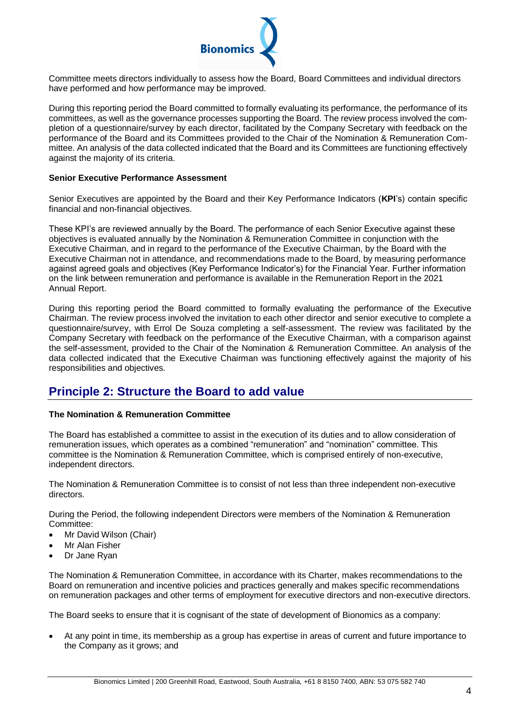Committee meets directors individually to assess how the Board, Board Committees and individual directors have performed and how performance may be improved.

During this reporting period the Board committed to formally evaluating its performance, the performance of its committees, as well as the governance processes supporting the Board. The review process involved the completion of a questionnaire/survey by each director, facilitated by the Company Secretary with feedback on the performance of the Board and its Committees provided to the Chair of the Nomination & Remuneration Committee. An analysis of the data collected indicated that the Board and its Committees are functioning effectively against the majority of its criteria.

**Senior Executive Performance Assessment**

Senior Executives are appointed by the Board and their Key Performance Indicators (**KPI**'s) contain specific financial and non-financial objectives.

These KPI's are reviewed annually by the Board. The performance of each Senior Executive against these objectives is evaluated annually by the Nomination & Remuneration Committee in conjunction with the Executive Chairman, and in regard to the performance of the Executive Chairman, by the Board with the Executive Chairman not in attendance, and recommendations made to the Board, by measuring performance against agreed goals and objectives (Key Performance Indicator's) for the Financial Year. Further information on the link between remuneration and performance is available in the Remuneration Report in the 2021 Annual Report.

During this reporting period the Board committed to formally evaluating the performance of the Executive Chairman. The review process involved the invitation to each other director and senior executive to complete a questionnaire/survey, with Errol De Souza completing a self-assessment. The review was facilitated by the Company Secretary with feedback on the performance of the Executive Chairman, with a comparison against the self-assessment, provided to the Chair of the Nomination & Remuneration Committee. An analysis of the data collected indicated that the Executive Chairman was functioning effectively against the majority of his responsibilities and objectives.

## Principle 2: Structure the Board to add value

**The Nomination & Remuneration Committee**

The Board has established a committee to assist in the execution of its duties and to allow consideration of remuneration issues, which operates as a combined "remuneration" and "nomination" committee. This committee is the Nomination & Remuneration Committee, which is comprised entirely of non-executive, independent directors.

The Nomination & Remuneration Committee is to consist of not less than three independent non-executive directors.

During the Period, the following independent Directors were members of the Nomination & Remuneration Committee:

- Mr David Wilson (Chair)
- Mr Alan Fisher
- Dr Jane Ryan

The Nomination & Remuneration Committee, in accordance with its Charter, makes recommendations to the Board on remuneration and incentive policies and practices generally and makes specific recommendations on remuneration packages and other terms of employment for executive directors and non-executive directors.

The Board seeks to ensure that it is cognisant of the state of development of Bionomics as a company:

- At any point in time, its membership as a group has expertise in areas of current and future importance to the Company as it grows; and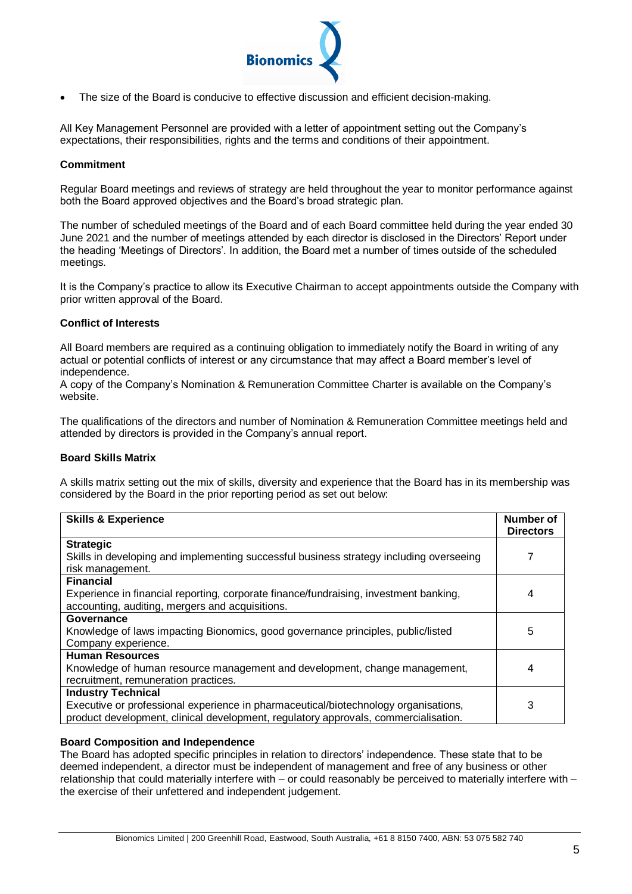- The size of the Board is conducive to effective discussion and efficient decision-making.

All Key Management Personnel are provided with a letter of appointment setting out the Company's expectations, their responsibilities, rights and the terms and conditions of their appointment.

**Commitment**

Regular Board meetings and reviews of strategy are held throughout the year to monitor performance against both the Board approved objectives and the Board's broad strategic plan.

The number of scheduled meetings of the Board and of each Board committee held during the year ended 30 June 2021 and the number of meetings attended by each director is disclosed in the Directors' Report under the heading 'Meetings of Directors'. In addition, the Board met a number of times outside of the scheduled meetings.

It is the Company's practice to allow its Executive Chairman to accept appointments outside the Company with prior written approval of the Board.

**Conflict of Interests**

All Board members are required as a continuing obligation to immediately notify the Board in writing of any actual or potential conflicts of interest or any circumstance that may affect a Board member's level of independence.
A copy of the Company's Nomination & Remuneration Committee Charter is available on the Company's website.

The qualifications of the directors and number of Nomination & Remuneration Committee meetings held and attended by directors is provided in the Company's annual report.

**Board Skills Matrix**

A skills matrix setting out the mix of skills, diversity and experience that the Board has in its membership was considered by the Board in the prior reporting period as set out below:

| **Skills & Experience** | **Number of Directors** |
|---|---|
| **Strategic**<br>Skills in developing and implementing successful business strategy including overseeing risk management. | 7 |
| **Financial**<br>Experience in financial reporting, corporate finance/fundraising, investment banking, accounting, auditing, mergers and acquisitions. | 4 |
| **Governance**<br>Knowledge of laws impacting Bionomics, good governance principles, public/listed Company experience. | 5 |
| **Human Resources**<br>Knowledge of human resource management and development, change management, recruitment, remuneration practices. | 4 |
| **Industry Technical**<br>Executive or professional experience in pharmaceutical/biotechnology organisations, product development, clinical development, regulatory approvals, commercialisation. | 3 |

**Board Composition and Independence**

The Board has adopted specific principles in relation to directors' independence. These state that to be deemed independent, a director must be independent of management and free of any business or other relationship that could materially interfere with – or could reasonably be perceived to materially interfere with – the exercise of their unfettered and independent judgement.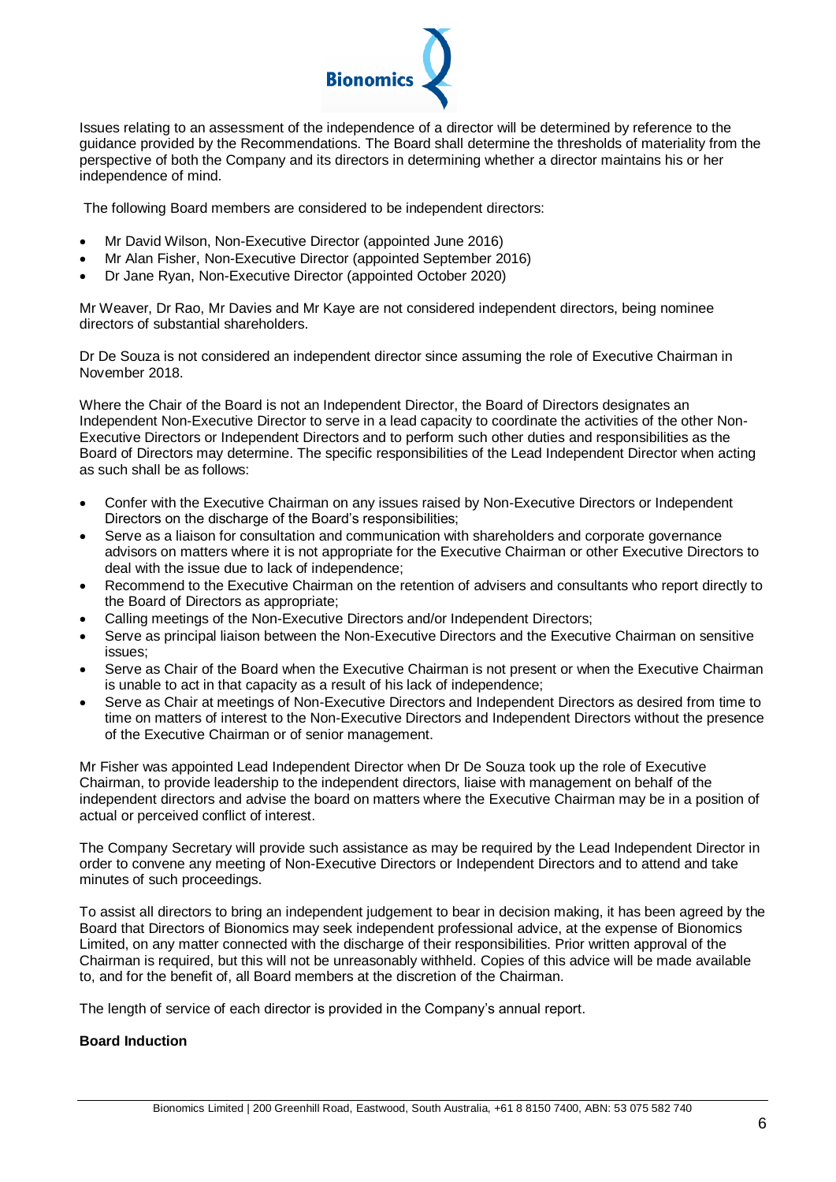Issues relating to an assessment of the independence of a director will be determined by reference to the guidance provided by the Recommendations. The Board shall determine the thresholds of materiality from the perspective of both the Company and its directors in determining whether a director maintains his or her independence of mind.

The following Board members are considered to be independent directors:

- Mr David Wilson, Non-Executive Director (appointed June 2016)
- Mr Alan Fisher, Non-Executive Director (appointed September 2016)
- Dr Jane Ryan, Non-Executive Director (appointed October 2020)

Mr Weaver, Dr Rao, Mr Davies and Mr Kaye are not considered independent directors, being nominee directors of substantial shareholders.

Dr De Souza is not considered an independent director since assuming the role of Executive Chairman in November 2018.

Where the Chair of the Board is not an Independent Director, the Board of Directors designates an Independent Non-Executive Director to serve in a lead capacity to coordinate the activities of the other Non-Executive Directors or Independent Directors and to perform such other duties and responsibilities as the Board of Directors may determine. The specific responsibilities of the Lead Independent Director when acting as such shall be as follows:

- Confer with the Executive Chairman on any issues raised by Non-Executive Directors or Independent Directors on the discharge of the Board's responsibilities;
- Serve as a liaison for consultation and communication with shareholders and corporate governance advisors on matters where it is not appropriate for the Executive Chairman or other Executive Directors to deal with the issue due to lack of independence;
- Recommend to the Executive Chairman on the retention of advisers and consultants who report directly to the Board of Directors as appropriate;
- Calling meetings of the Non-Executive Directors and/or Independent Directors;
- Serve as principal liaison between the Non-Executive Directors and the Executive Chairman on sensitive issues;
- Serve as Chair of the Board when the Executive Chairman is not present or when the Executive Chairman is unable to act in that capacity as a result of his lack of independence;
- Serve as Chair at meetings of Non-Executive Directors and Independent Directors as desired from time to time on matters of interest to the Non-Executive Directors and Independent Directors without the presence of the Executive Chairman or of senior management.

Mr Fisher was appointed Lead Independent Director when Dr De Souza took up the role of Executive Chairman, to provide leadership to the independent directors, liaise with management on behalf of the independent directors and advise the board on matters where the Executive Chairman may be in a position of actual or perceived conflict of interest.

The Company Secretary will provide such assistance as may be required by the Lead Independent Director in order to convene any meeting of Non-Executive Directors or Independent Directors and to attend and take minutes of such proceedings.

To assist all directors to bring an independent judgement to bear in decision making, it has been agreed by the Board that Directors of Bionomics may seek independent professional advice, at the expense of Bionomics Limited, on any matter connected with the discharge of their responsibilities. Prior written approval of the Chairman is required, but this will not be unreasonably withheld. Copies of this advice will be made available to, and for the benefit of, all Board members at the discretion of the Chairman.

The length of service of each director is provided in the Company's annual report.

**Board Induction**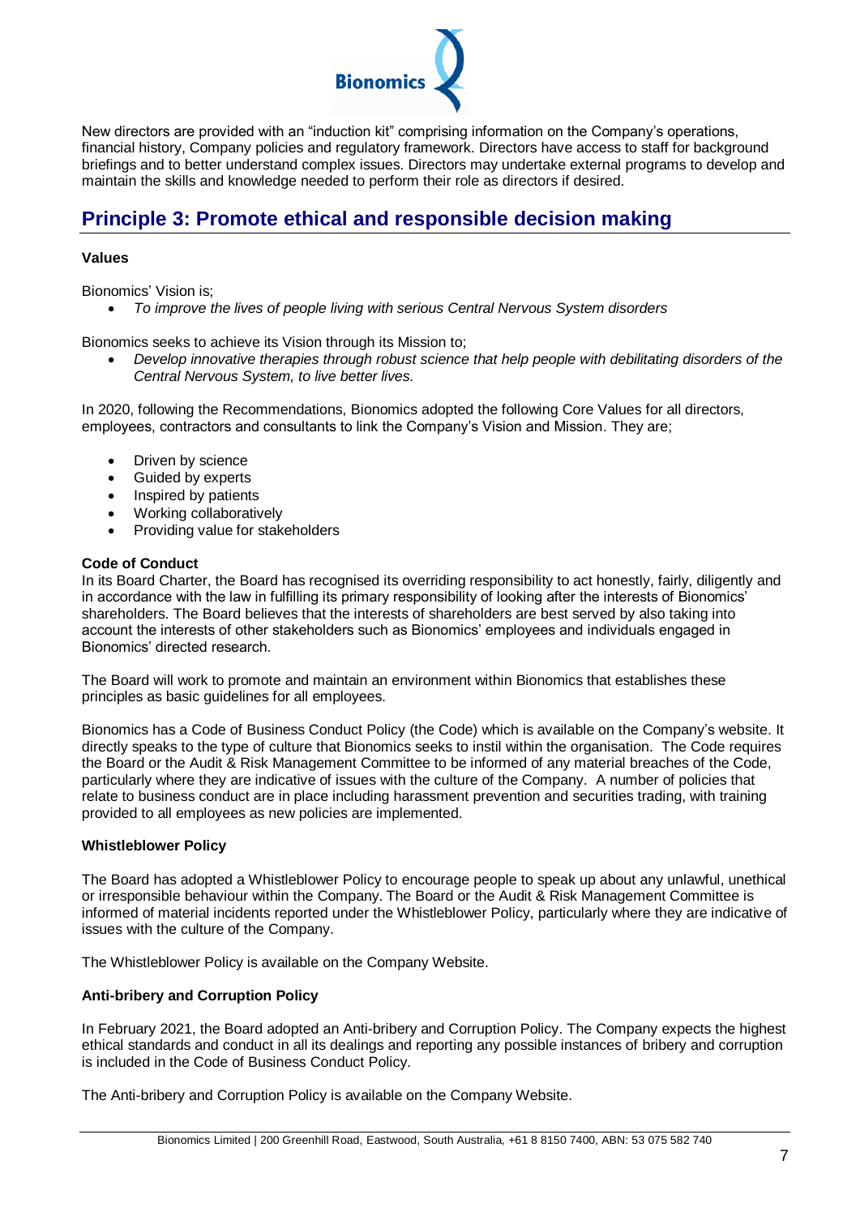New directors are provided with an "induction kit" comprising information on the Company's operations, financial history, Company policies and regulatory framework. Directors have access to staff for background briefings and to better understand complex issues. Directors may undertake external programs to develop and maintain the skills and knowledge needed to perform their role as directors if desired.

## Principle 3: Promote ethical and responsible decision making

**Values**

Bionomics' Vision is;

- *To improve the lives of people living with serious Central Nervous System disorders*

Bionomics seeks to achieve its Vision through its Mission to;

- *Develop innovative therapies through robust science that help people with debilitating disorders of the Central Nervous System, to live better lives.*

In 2020, following the Recommendations, Bionomics adopted the following Core Values for all directors, employees, contractors and consultants to link the Company's Vision and Mission. They are;

- Driven by science
- Guided by experts
- Inspired by patients
- Working collaboratively
- Providing value for stakeholders

**Code of Conduct**

In its Board Charter, the Board has recognised its overriding responsibility to act honestly, fairly, diligently and in accordance with the law in fulfilling its primary responsibility of looking after the interests of Bionomics' shareholders. The Board believes that the interests of shareholders are best served by also taking into account the interests of other stakeholders such as Bionomics' employees and individuals engaged in Bionomics' directed research.

The Board will work to promote and maintain an environment within Bionomics that establishes these principles as basic guidelines for all employees.

Bionomics has a Code of Business Conduct Policy (the Code) which is available on the Company's website. It directly speaks to the type of culture that Bionomics seeks to instil within the organisation. The Code requires the Board or the Audit & Risk Management Committee to be informed of any material breaches of the Code, particularly where they are indicative of issues with the culture of the Company. A number of policies that relate to business conduct are in place including harassment prevention and securities trading, with training provided to all employees as new policies are implemented.

**Whistleblower Policy**

The Board has adopted a Whistleblower Policy to encourage people to speak up about any unlawful, unethical or irresponsible behaviour within the Company. The Board or the Audit & Risk Management Committee is informed of material incidents reported under the Whistleblower Policy, particularly where they are indicative of issues with the culture of the Company.

The Whistleblower Policy is available on the Company Website.

**Anti-bribery and Corruption Policy**

In February 2021, the Board adopted an Anti-bribery and Corruption Policy. The Company expects the highest ethical standards and conduct in all its dealings and reporting any possible instances of bribery and corruption is included in the Code of Business Conduct Policy.

The Anti-bribery and Corruption Policy is available on the Company Website.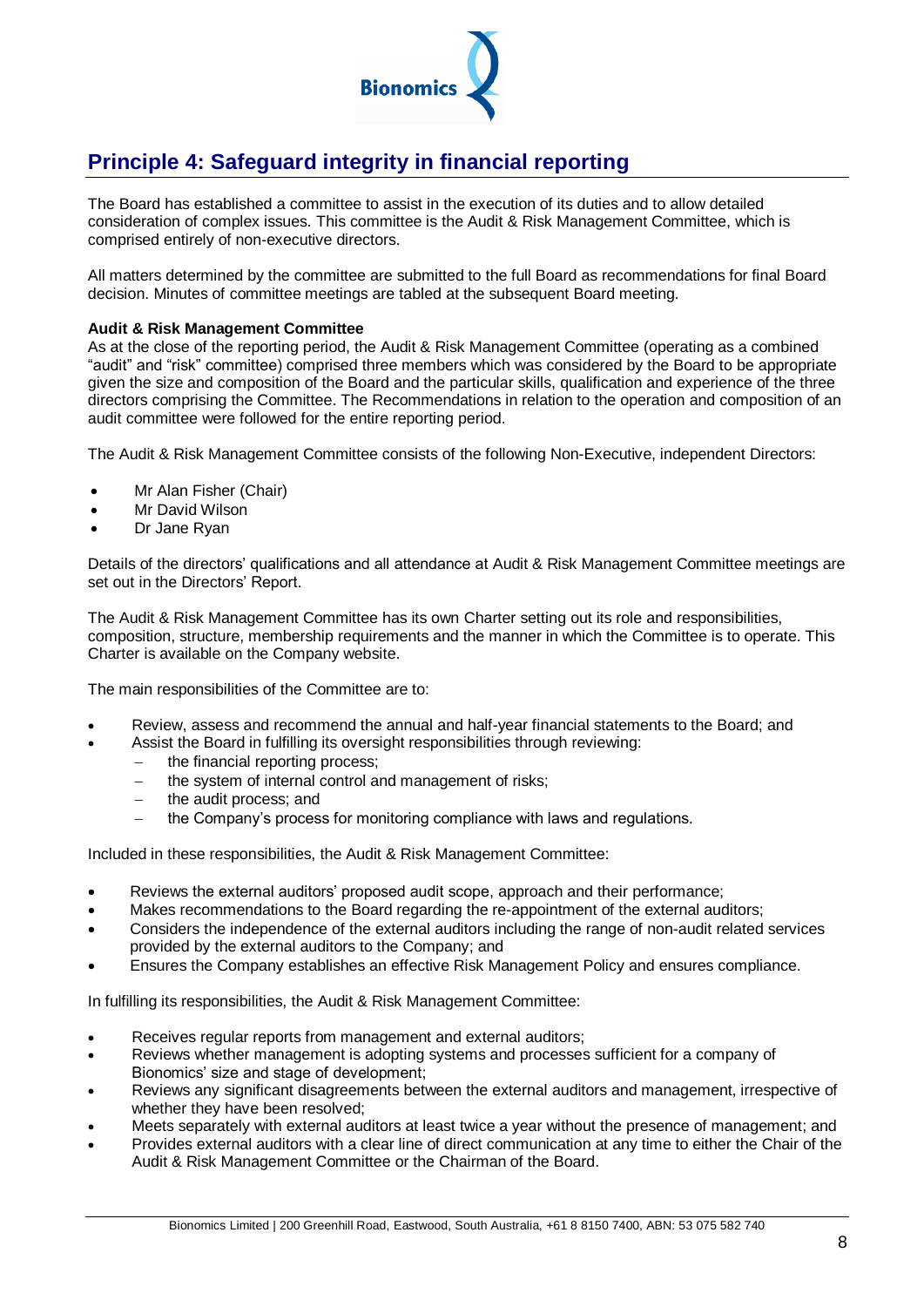## Principle 4: Safeguard integrity in financial reporting

The Board has established a committee to assist in the execution of its duties and to allow detailed consideration of complex issues. This committee is the Audit & Risk Management Committee, which is comprised entirely of non-executive directors.

All matters determined by the committee are submitted to the full Board as recommendations for final Board decision. Minutes of committee meetings are tabled at the subsequent Board meeting.

**Audit & Risk Management Committee**

As at the close of the reporting period, the Audit & Risk Management Committee (operating as a combined "audit" and "risk" committee) comprised three members which was considered by the Board to be appropriate given the size and composition of the Board and the particular skills, qualification and experience of the three directors comprising the Committee. The Recommendations in relation to the operation and composition of an audit committee were followed for the entire reporting period.

The Audit & Risk Management Committee consists of the following Non-Executive, independent Directors:

- Mr Alan Fisher (Chair)
- Mr David Wilson
- Dr Jane Ryan

Details of the directors' qualifications and all attendance at Audit & Risk Management Committee meetings are set out in the Directors' Report.

The Audit & Risk Management Committee has its own Charter setting out its role and responsibilities, composition, structure, membership requirements and the manner in which the Committee is to operate. This Charter is available on the Company website.

The main responsibilities of the Committee are to:

- Review, assess and recommend the annual and half-year financial statements to the Board; and
- Assist the Board in fulfilling its oversight responsibilities through reviewing:
  - the financial reporting process;
  - the system of internal control and management of risks;
  - the audit process; and
  - the Company's process for monitoring compliance with laws and regulations.

Included in these responsibilities, the Audit & Risk Management Committee:

- Reviews the external auditors' proposed audit scope, approach and their performance;
- Makes recommendations to the Board regarding the re-appointment of the external auditors;
- Considers the independence of the external auditors including the range of non-audit related services provided by the external auditors to the Company; and
- Ensures the Company establishes an effective Risk Management Policy and ensures compliance.

In fulfilling its responsibilities, the Audit & Risk Management Committee:

- Receives regular reports from management and external auditors;
- Reviews whether management is adopting systems and processes sufficient for a company of Bionomics' size and stage of development;
- Reviews any significant disagreements between the external auditors and management, irrespective of whether they have been resolved;
- Meets separately with external auditors at least twice a year without the presence of management; and
- Provides external auditors with a clear line of direct communication at any time to either the Chair of the Audit & Risk Management Committee or the Chairman of the Board.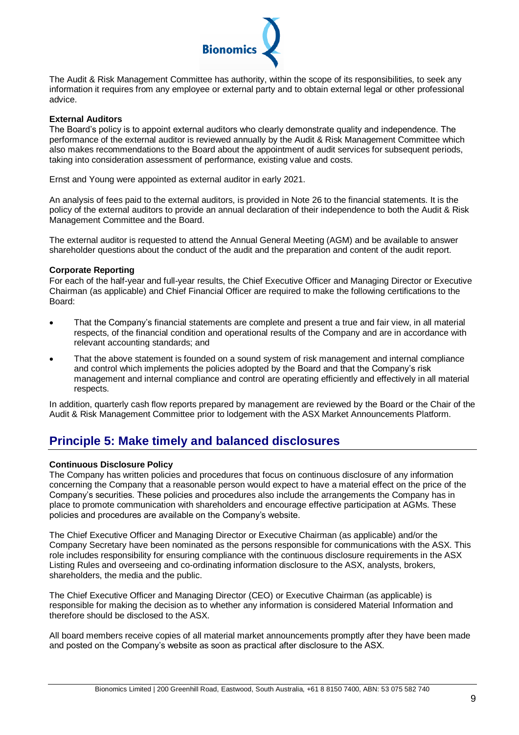The Audit & Risk Management Committee has authority, within the scope of its responsibilities, to seek any information it requires from any employee or external party and to obtain external legal or other professional advice.

**External Auditors**

The Board's policy is to appoint external auditors who clearly demonstrate quality and independence. The performance of the external auditor is reviewed annually by the Audit & Risk Management Committee which also makes recommendations to the Board about the appointment of audit services for subsequent periods, taking into consideration assessment of performance, existing value and costs.

Ernst and Young were appointed as external auditor in early 2021.

An analysis of fees paid to the external auditors, is provided in Note 26 to the financial statements. It is the policy of the external auditors to provide an annual declaration of their independence to both the Audit & Risk Management Committee and the Board.

The external auditor is requested to attend the Annual General Meeting (AGM) and be available to answer shareholder questions about the conduct of the audit and the preparation and content of the audit report.

**Corporate Reporting**

For each of the half-year and full-year results, the Chief Executive Officer and Managing Director or Executive Chairman (as applicable) and Chief Financial Officer are required to make the following certifications to the Board:

- That the Company's financial statements are complete and present a true and fair view, in all material respects, of the financial condition and operational results of the Company and are in accordance with relevant accounting standards; and
- That the above statement is founded on a sound system of risk management and internal compliance and control which implements the policies adopted by the Board and that the Company's risk management and internal compliance and control are operating efficiently and effectively in all material respects.

In addition, quarterly cash flow reports prepared by management are reviewed by the Board or the Chair of the Audit & Risk Management Committee prior to lodgement with the ASX Market Announcements Platform.

## Principle 5: Make timely and balanced disclosures

**Continuous Disclosure Policy**

The Company has written policies and procedures that focus on continuous disclosure of any information concerning the Company that a reasonable person would expect to have a material effect on the price of the Company's securities. These policies and procedures also include the arrangements the Company has in place to promote communication with shareholders and encourage effective participation at AGMs. These policies and procedures are available on the Company's website.

The Chief Executive Officer and Managing Director or Executive Chairman (as applicable) and/or the Company Secretary have been nominated as the persons responsible for communications with the ASX. This role includes responsibility for ensuring compliance with the continuous disclosure requirements in the ASX Listing Rules and overseeing and co-ordinating information disclosure to the ASX, analysts, brokers, shareholders, the media and the public.

The Chief Executive Officer and Managing Director (CEO) or Executive Chairman (as applicable) is responsible for making the decision as to whether any information is considered Material Information and therefore should be disclosed to the ASX.

All board members receive copies of all material market announcements promptly after they have been made and posted on the Company's website as soon as practical after disclosure to the ASX.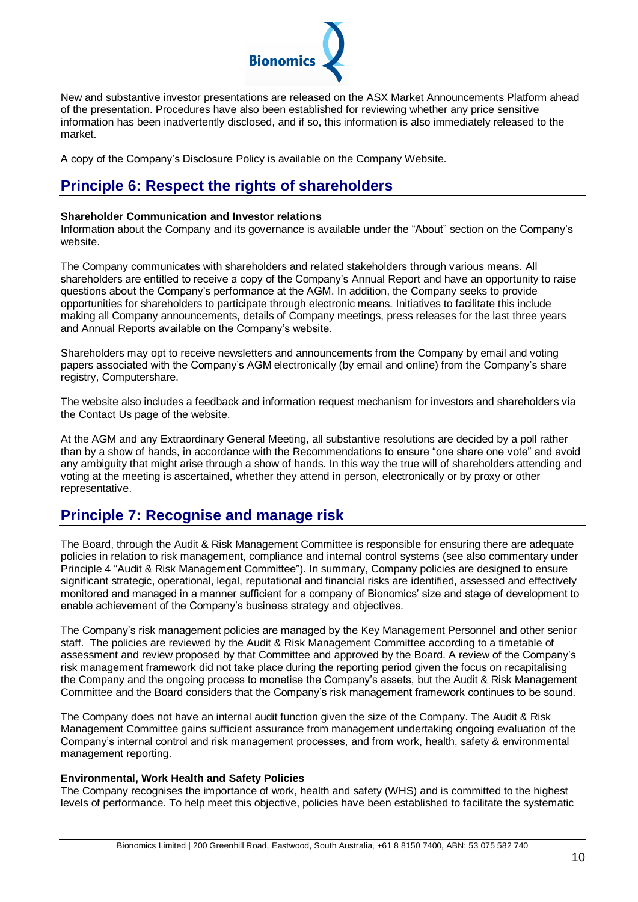New and substantive investor presentations are released on the ASX Market Announcements Platform ahead of the presentation. Procedures have also been established for reviewing whether any price sensitive information has been inadvertently disclosed, and if so, this information is also immediately released to the market.

A copy of the Company's Disclosure Policy is available on the Company Website.

## Principle 6: Respect the rights of shareholders

**Shareholder Communication and Investor relations**
Information about the Company and its governance is available under the "About" section on the Company's website.

The Company communicates with shareholders and related stakeholders through various means. All shareholders are entitled to receive a copy of the Company's Annual Report and have an opportunity to raise questions about the Company's performance at the AGM. In addition, the Company seeks to provide opportunities for shareholders to participate through electronic means. Initiatives to facilitate this include making all Company announcements, details of Company meetings, press releases for the last three years and Annual Reports available on the Company's website.

Shareholders may opt to receive newsletters and announcements from the Company by email and voting papers associated with the Company's AGM electronically (by email and online) from the Company's share registry, Computershare.

The website also includes a feedback and information request mechanism for investors and shareholders via the Contact Us page of the website.

At the AGM and any Extraordinary General Meeting, all substantive resolutions are decided by a poll rather than by a show of hands, in accordance with the Recommendations to ensure "one share one vote" and avoid any ambiguity that might arise through a show of hands. In this way the true will of shareholders attending and voting at the meeting is ascertained, whether they attend in person, electronically or by proxy or other representative.

## Principle 7: Recognise and manage risk

The Board, through the Audit & Risk Management Committee is responsible for ensuring there are adequate policies in relation to risk management, compliance and internal control systems (see also commentary under Principle 4 "Audit & Risk Management Committee"). In summary, Company policies are designed to ensure significant strategic, operational, legal, reputational and financial risks are identified, assessed and effectively monitored and managed in a manner sufficient for a company of Bionomics' size and stage of development to enable achievement of the Company's business strategy and objectives.

The Company's risk management policies are managed by the Key Management Personnel and other senior staff. The policies are reviewed by the Audit & Risk Management Committee according to a timetable of assessment and review proposed by that Committee and approved by the Board. A review of the Company's risk management framework did not take place during the reporting period given the focus on recapitalising the Company and the ongoing process to monetise the Company's assets, but the Audit & Risk Management Committee and the Board considers that the Company's risk management framework continues to be sound.

The Company does not have an internal audit function given the size of the Company. The Audit & Risk Management Committee gains sufficient assurance from management undertaking ongoing evaluation of the Company's internal control and risk management processes, and from work, health, safety & environmental management reporting.

**Environmental, Work Health and Safety Policies**
The Company recognises the importance of work, health and safety (WHS) and is committed to the highest levels of performance. To help meet this objective, policies have been established to facilitate the systematic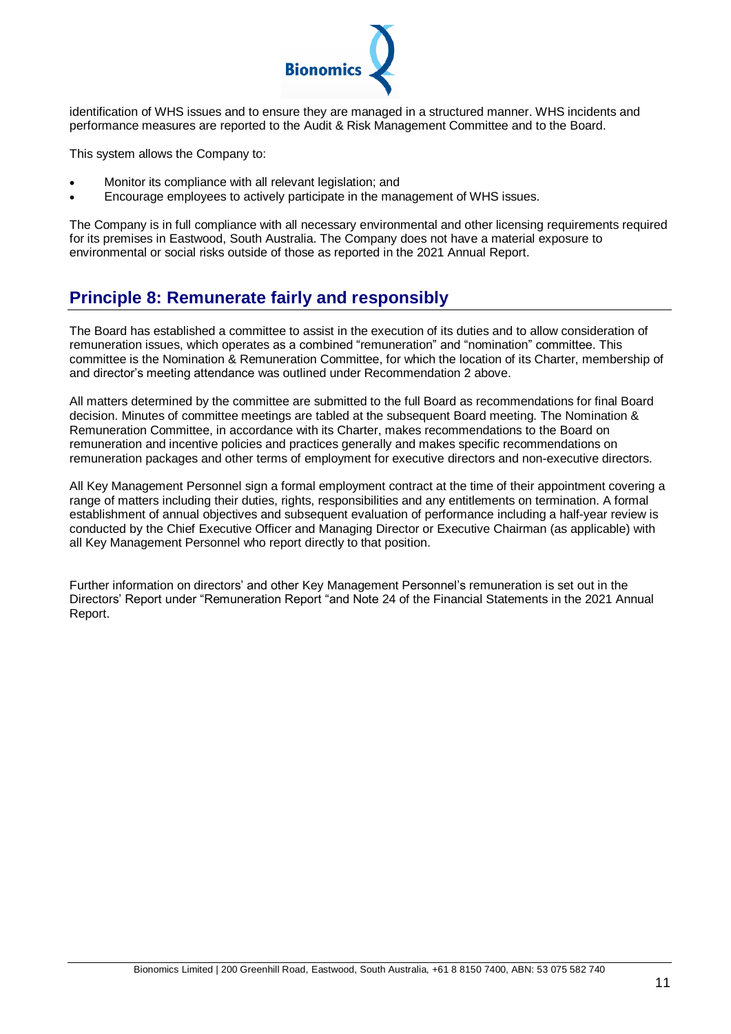identification of WHS issues and to ensure they are managed in a structured manner. WHS incidents and performance measures are reported to the Audit & Risk Management Committee and to the Board.

This system allows the Company to:

- Monitor its compliance with all relevant legislation; and
- Encourage employees to actively participate in the management of WHS issues.

The Company is in full compliance with all necessary environmental and other licensing requirements required for its premises in Eastwood, South Australia. The Company does not have a material exposure to environmental or social risks outside of those as reported in the 2021 Annual Report.

## Principle 8: Remunerate fairly and responsibly

The Board has established a committee to assist in the execution of its duties and to allow consideration of remuneration issues, which operates as a combined "remuneration" and "nomination" committee. This committee is the Nomination & Remuneration Committee, for which the location of its Charter, membership of and director's meeting attendance was outlined under Recommendation 2 above.

All matters determined by the committee are submitted to the full Board as recommendations for final Board decision. Minutes of committee meetings are tabled at the subsequent Board meeting. The Nomination & Remuneration Committee, in accordance with its Charter, makes recommendations to the Board on remuneration and incentive policies and practices generally and makes specific recommendations on remuneration packages and other terms of employment for executive directors and non-executive directors.

All Key Management Personnel sign a formal employment contract at the time of their appointment covering a range of matters including their duties, rights, responsibilities and any entitlements on termination. A formal establishment of annual objectives and subsequent evaluation of performance including a half-year review is conducted by the Chief Executive Officer and Managing Director or Executive Chairman (as applicable) with all Key Management Personnel who report directly to that position.

Further information on directors' and other Key Management Personnel's remuneration is set out in the Directors' Report under "Remuneration Report "and Note 24 of the Financial Statements in the 2021 Annual Report.